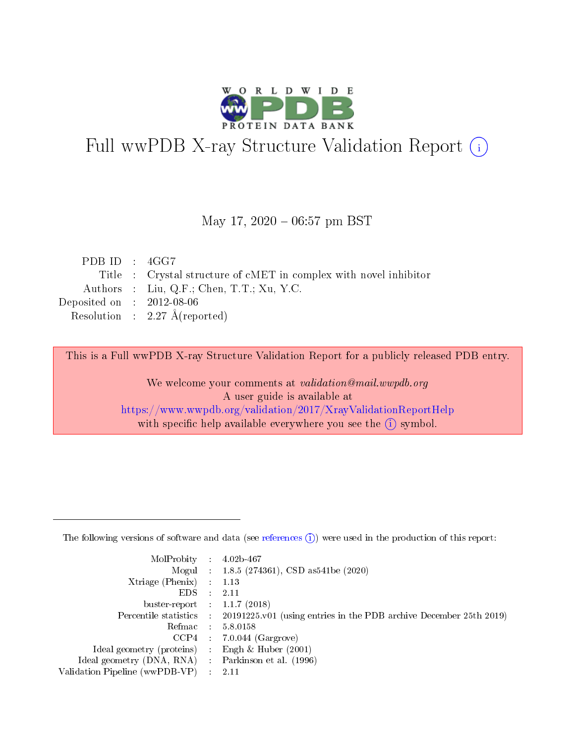# Full wwPDB X-ray Structure Validation Report (i)

May 17, 2020 – 06:57 pm BST

| | | |
|---|---|---|
| PDB ID | : | 4GG7 |
| Title | : | Crystal structure of cMET in complex with novel inhibitor |
| Authors | : | Liu, Q.F.; Chen, T.T.; Xu, Y.C. |
| Deposited on | : | 2012-08-06 |
| Resolution | : | 2.27 Å(reported) |

This is a Full wwPDB X-ray Structure Validation Report for a publicly released PDB entry.

We welcome your comments at *validation@mail.wwpdb.org*
A user guide is available at
https://www.wwpdb.org/validation/2017/XrayValidationReportHelp
with specific help available everywhere you see the (i) symbol.

---

The following versions of software and data (see references (i)) were used in the production of this report:

| | | |
|---|---|---|
| MolProbity | : | 4.02b-467 |
| Mogul | : | 1.8.5 (274361), CSD as541be (2020) |
| Xtriage (Phenix) | : | 1.13 |
| EDS | : | 2.11 |
| buster-report | : | 1.1.7 (2018) |
| Percentile statistics | : | 20191225.v01 (using entries in the PDB archive December 25th 2019) |
| Refmac | : | 5.8.0158 |
| CCP4 | : | 7.0.044 (Gargrove) |
| Ideal geometry (proteins) | : | Engh & Huber (2001) |
| Ideal geometry (DNA, RNA) | : | Parkinson et al. (1996) |
| Validation Pipeline (wwPDB-VP) | : | 2.11 |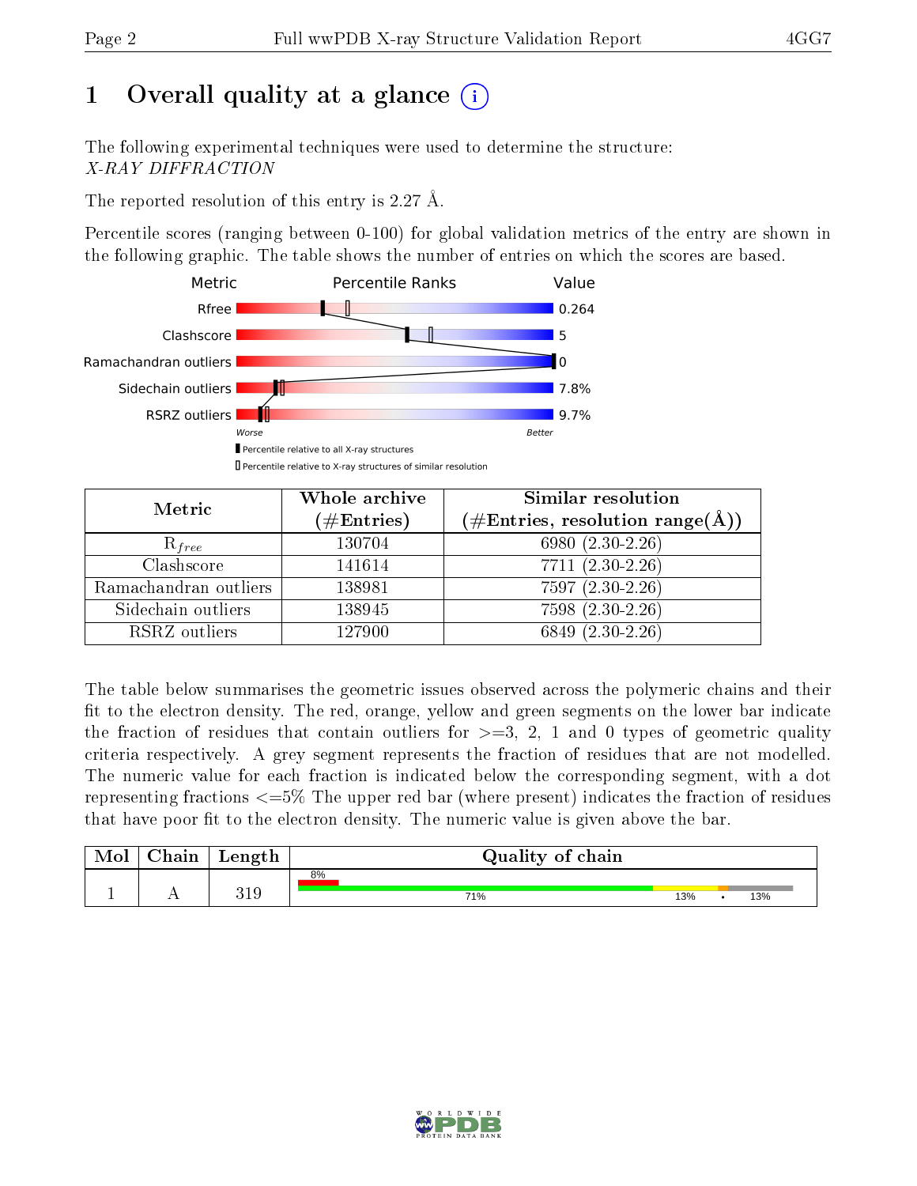# 1 Overall quality at a glance (i)

The following experimental techniques were used to determine the structure:
*X-RAY DIFFRACTION*

The reported resolution of this entry is 2.27 Å.

Percentile scores (ranging between 0-100) for global validation metrics of the entry are shown in the following graphic. The table shows the number of entries on which the scores are based.

| Metric | Value |
|---|---|
| Rfree | 0.264 |
| Clashscore | 5 |
| Ramachandran outliers | 0 |
| Sidechain outliers | 7.8% |
| RSRZ outliers | 9.7% |

Worse — Better

▮ Percentile relative to all X-ray structures
▯ Percentile relative to X-ray structures of similar resolution

| Metric | Whole archive (#Entries) | Similar resolution (#Entries, resolution range(Å)) |
|---|---|---|
| $R_{free}$ | 130704 | 6980 (2.30-2.26) |
| Clashscore | 141614 | 7711 (2.30-2.26) |
| Ramachandran outliers | 138981 | 7597 (2.30-2.26) |
| Sidechain outliers | 138945 | 7598 (2.30-2.26) |
| RSRZ outliers | 127900 | 6849 (2.30-2.26) |

The table below summarises the geometric issues observed across the polymeric chains and their fit to the electron density. The red, orange, yellow and green segments on the lower bar indicate the fraction of residues that contain outliers for >=3, 2, 1 and 0 types of geometric quality criteria respectively. A grey segment represents the fraction of residues that are not modelled. The numeric value for each fraction is indicated below the corresponding segment, with a dot representing fractions <=5% The upper red bar (where present) indicates the fraction of residues that have poor fit to the electron density. The numeric value is given above the bar.

| Mol | Chain | Length | Quality of chain |
|---|---|---|---|
| 1 | A | 319 | 8% (poor fit); 71% / 13% / • / 13% |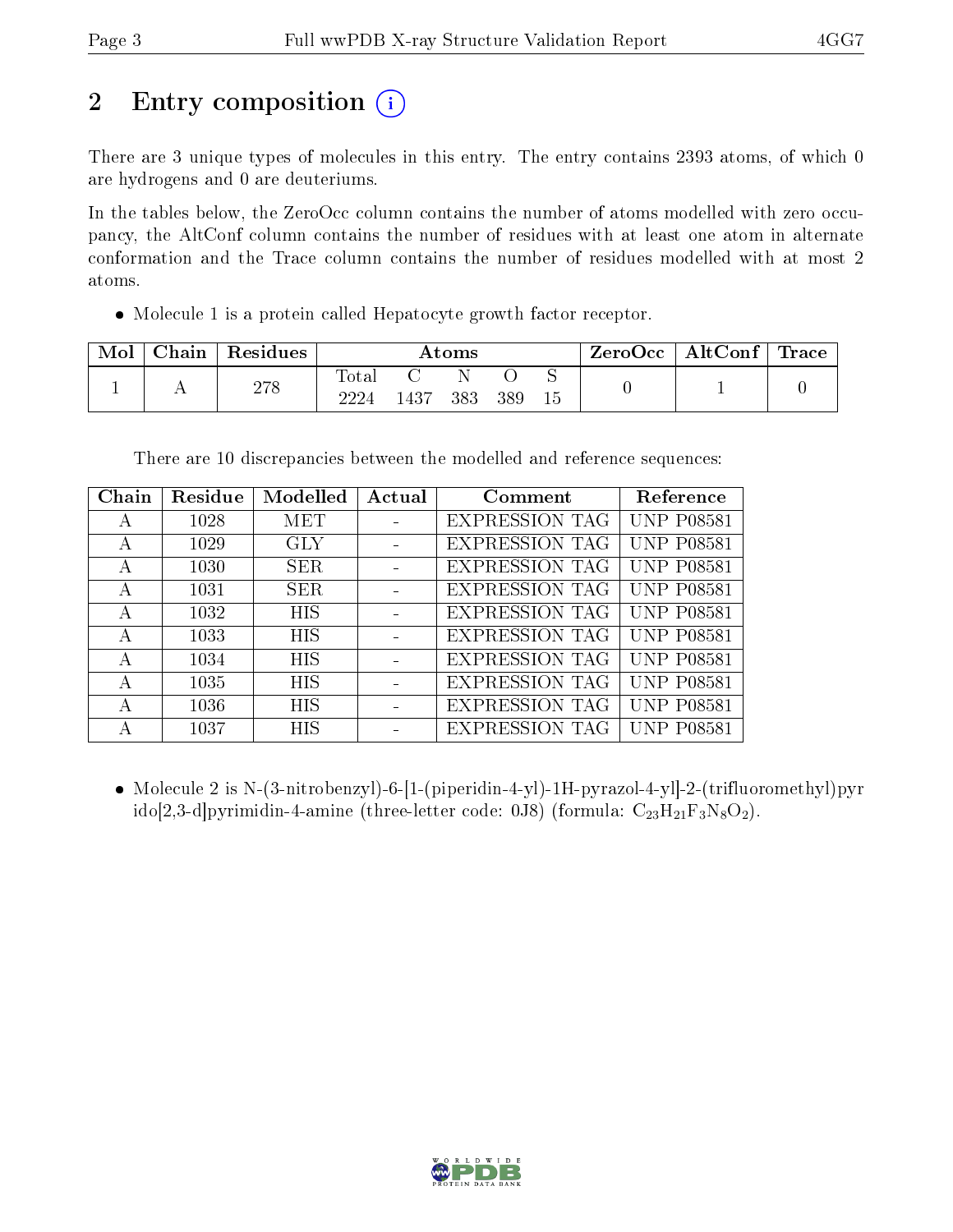# 2 Entry composition (i)

There are 3 unique types of molecules in this entry. The entry contains 2393 atoms, of which 0 are hydrogens and 0 are deuteriums.

In the tables below, the ZeroOcc column contains the number of atoms modelled with zero occupancy, the AltConf column contains the number of residues with at least one atom in alternate conformation and the Trace column contains the number of residues modelled with at most 2 atoms.

- Molecule 1 is a protein called Hepatocyte growth factor receptor.

| Mol | Chain | Residues | Atoms | | | | | ZeroOcc | AltConf | Trace |
|---|---|---|---|---|---|---|---|---|---|---|
| 1 | A | 278 | Total<br>2224 | C<br>1437 | N<br>383 | O<br>389 | S<br>15 | 0 | 1 | 0 |

There are 10 discrepancies between the modelled and reference sequences:

| Chain | Residue | Modelled | Actual | Comment | Reference |
|---|---|---|---|---|---|
| A | 1028 | MET | - | EXPRESSION TAG | UNP P08581 |
| A | 1029 | GLY | - | EXPRESSION TAG | UNP P08581 |
| A | 1030 | SER | - | EXPRESSION TAG | UNP P08581 |
| A | 1031 | SER | - | EXPRESSION TAG | UNP P08581 |
| A | 1032 | HIS | - | EXPRESSION TAG | UNP P08581 |
| A | 1033 | HIS | - | EXPRESSION TAG | UNP P08581 |
| A | 1034 | HIS | - | EXPRESSION TAG | UNP P08581 |
| A | 1035 | HIS | - | EXPRESSION TAG | UNP P08581 |
| A | 1036 | HIS | - | EXPRESSION TAG | UNP P08581 |
| A | 1037 | HIS | - | EXPRESSION TAG | UNP P08581 |

- Molecule 2 is N-(3-nitrobenzyl)-6-[1-(piperidin-4-yl)-1H-pyrazol-4-yl]-2-(trifluoromethyl)pyrido[2,3-d]pyrimidin-4-amine (three-letter code: 0J8) (formula: $C_{23}H_{21}F_3N_8O_2$).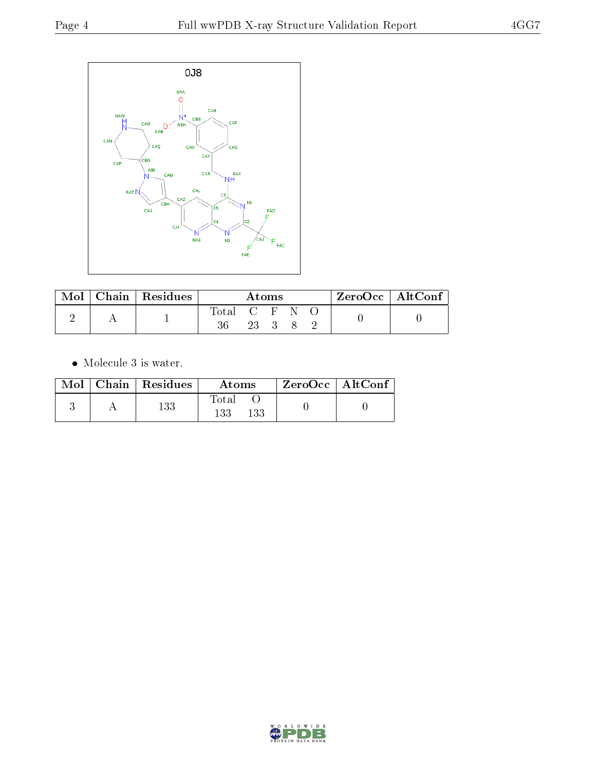| Mol | Chain | Residues | Atoms | | | | | ZeroOcc | AltConf |
|---|---|---|---|---|---|---|---|---|---|
| | | | Total | C | F | N | O | | |
| 2 | A | 1 | 36 | 23 | 3 | 8 | 2 | 0 | 0 |

- Molecule 3 is water.

| Mol | Chain | Residues | Atoms | | ZeroOcc | AltConf |
|---|---|---|---|---|---|---|
| | | | Total | O | | |
| 3 | A | 133 | 133 | 133 | 0 | 0 |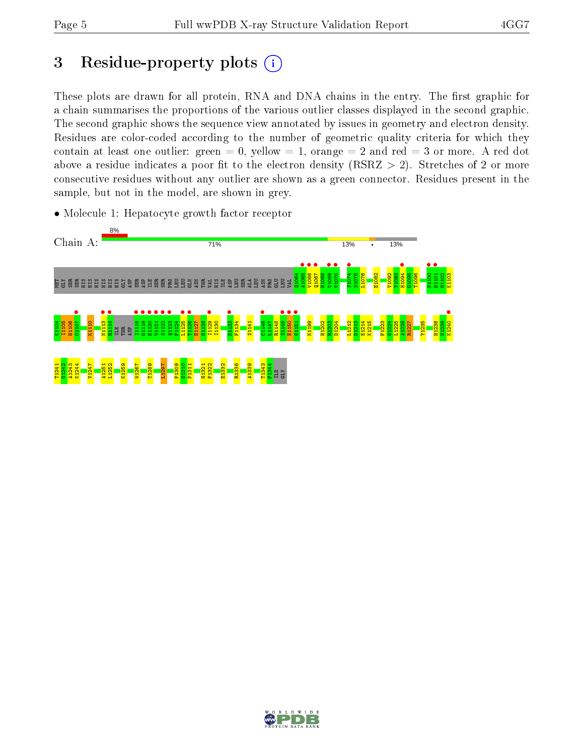# 3 Residue-property plots

These plots are drawn for all protein, RNA and DNA chains in the entry. The first graphic for a chain summarises the proportions of the various outlier classes displayed in the second graphic. The second graphic shows the sequence view annotated by issues in geometry and electron density. Residues are color-coded according to the number of geometric quality criteria for which they contain at least one outlier: green = 0, yellow = 1, orange = 2 and red = 3 or more. A red dot above a residue indicates a poor fit to the electron density (RSRZ > 2). Stretches of 2 or more consecutive residues without any outlier are shown as a green connector. Residues present in the sample, but not in the model, are shown in grey.

- Molecule 1: Hepatocyte growth factor receptor

Chain A: 8% | 71% | 13% | • | 13%

MET GLY SER SER HIS HIS HIS HIS HIS HIS GLY ASP SER ASP ILE SER SER PRO LEU LEU GLN ASN THR VAL HIS ILE ASP LEU SER ALA LEU ASN PRO GLU LEU VAL Q1064 A1065 V1066 Q1067 H1068 V1069 V1070 S1074 S1075 L1076 E1082 V1092 Y1093 H1094 G1095 T1096 N1100 D1101 G1102 K1103

K1104 I1105 H1106 C1107 K1110 N1113 R1114 ILE THR ASP I1118 G1119 E1120 V1121 S1122 Q1123 F1124 L1125 T1126 E1127 G1128 I1129 I1130 D1133 F1134 S1141 C1146 L1147 R1148 S1149 E1150 G1151 K1199 H1202 R1203 D1204 L1212 D1213 E1214 K1215 F1223 G1224 L1225 A1226 R1227 Y1235 H1238 N1239 K1240

T1241 G1242 A1243 K1244 V1247 A1251 L1252 K1259 W1267 T1289 L1297 P1309 D1310 P1311 H1321 P1322 E1332 R1336 A1339 T1343 F1344 ILE GLY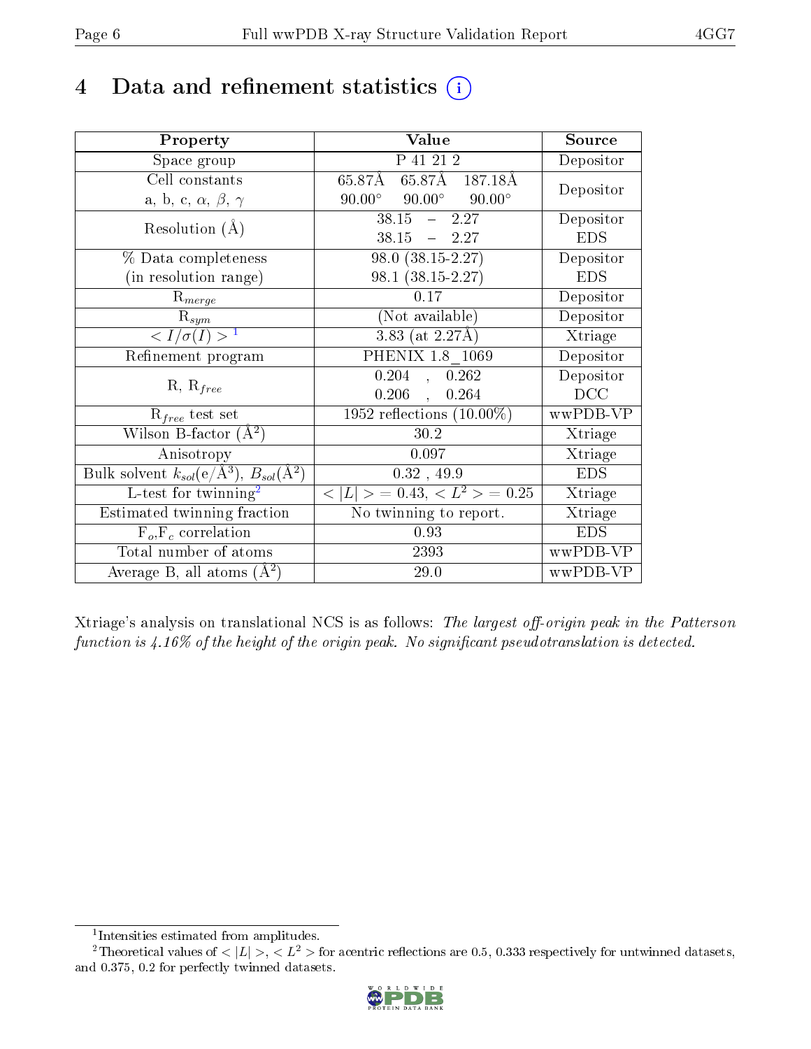# 4 Data and refinement statistics (i)

| Property | Value | Source |
|---|---|---|
| Space group | P 41 21 2 | Depositor |
| Cell constants<br>a, b, c, $\alpha$, $\beta$, $\gamma$ | 65.87Å 65.87Å 187.18Å<br>90.00° 90.00° 90.00° | Depositor |
| Resolution (Å) | 38.15 – 2.27<br>38.15 – 2.27 | Depositor<br>EDS |
| % Data completeness<br>(in resolution range) | 98.0 (38.15-2.27)<br>98.1 (38.15-2.27) | Depositor<br>EDS |
| $R_{merge}$ | 0.17 | Depositor |
| $R_{sym}$ | (Not available) | Depositor |
| $< I/\sigma(I) >$ [1] | 3.83 (at 2.27Å) | Xtriage |
| Refinement program | PHENIX 1.8_1069 | Depositor |
| R, $R_{free}$ | 0.204 , 0.262<br>0.206 , 0.264 | Depositor<br>DCC |
| $R_{free}$ test set | 1952 reflections (10.00%) | wwPDB-VP |
| Wilson B-factor (Å$^2$) | 30.2 | Xtriage |
| Anisotropy | 0.097 | Xtriage |
| Bulk solvent $k_{sol}$(e/Å$^3$), $B_{sol}$(Å$^2$) | 0.32 , 49.9 | EDS |
| L-test for twinning[2] | $< \vert L \vert > = 0.43$, $< L^2 > = 0.25$ | Xtriage |
| Estimated twinning fraction | No twinning to report. | Xtriage |
| $F_o$,$F_c$ correlation | 0.93 | EDS |
| Total number of atoms | 2393 | wwPDB-VP |
| Average B, all atoms (Å$^2$) | 29.0 | wwPDB-VP |

Xtriage's analysis on translational NCS is as follows: *The largest off-origin peak in the Patterson function is 4.16% of the height of the origin peak. No significant pseudotranslation is detected.*

[1] Intensities estimated from amplitudes.

[2] Theoretical values of $< |L| >$, $< L^2 >$ for acentric reflections are 0.5, 0.333 respectively for untwinned datasets, and 0.375, 0.2 for perfectly twinned datasets.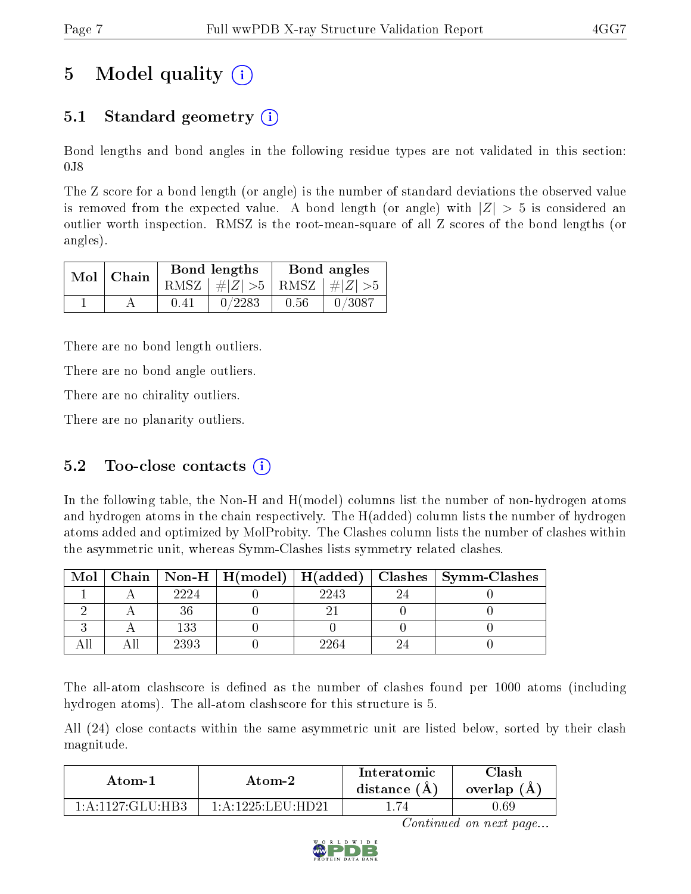# 5 Model quality

## 5.1 Standard geometry

Bond lengths and bond angles in the following residue types are not validated in this section: 0J8

The Z score for a bond length (or angle) is the number of standard deviations the observed value is removed from the expected value. A bond length (or angle) with $|Z| > 5$ is considered an outlier worth inspection. RMSZ is the root-mean-square of all Z scores of the bond lengths (or angles).

| Mol | Chain | Bond lengths | | Bond angles | |
|---|---|---|---|---|---|
| | | RMSZ | #$\|Z\|$ >5 | RMSZ | #$\|Z\|$ >5 |
| 1 | A | 0.41 | 0/2283 | 0.56 | 0/3087 |

There are no bond length outliers.

There are no bond angle outliers.

There are no chirality outliers.

There are no planarity outliers.

## 5.2 Too-close contacts

In the following table, the Non-H and H(model) columns list the number of non-hydrogen atoms and hydrogen atoms in the chain respectively. The H(added) column lists the number of hydrogen atoms added and optimized by MolProbity. The Clashes column lists the number of clashes within the asymmetric unit, whereas Symm-Clashes lists symmetry related clashes.

| Mol | Chain | Non-H | H(model) | H(added) | Clashes | Symm-Clashes |
|---|---|---|---|---|---|---|
| 1 | A | 2224 | 0 | 2243 | 24 | 0 |
| 2 | A | 36 | 0 | 21 | 0 | 0 |
| 3 | A | 133 | 0 | 0 | 0 | 0 |
| All | All | 2393 | 0 | 2264 | 24 | 0 |

The all-atom clashscore is defined as the number of clashes found per 1000 atoms (including hydrogen atoms). The all-atom clashscore for this structure is 5.

All (24) close contacts within the same asymmetric unit are listed below, sorted by their clash magnitude.

| Atom-1 | Atom-2 | Interatomic distance (Å) | Clash overlap (Å) |
|---|---|---|---|
| 1:A:1127:GLU:HB3 | 1:A:1225:LEU:HD21 | 1.74 | 0.69 |

*Continued on next page...*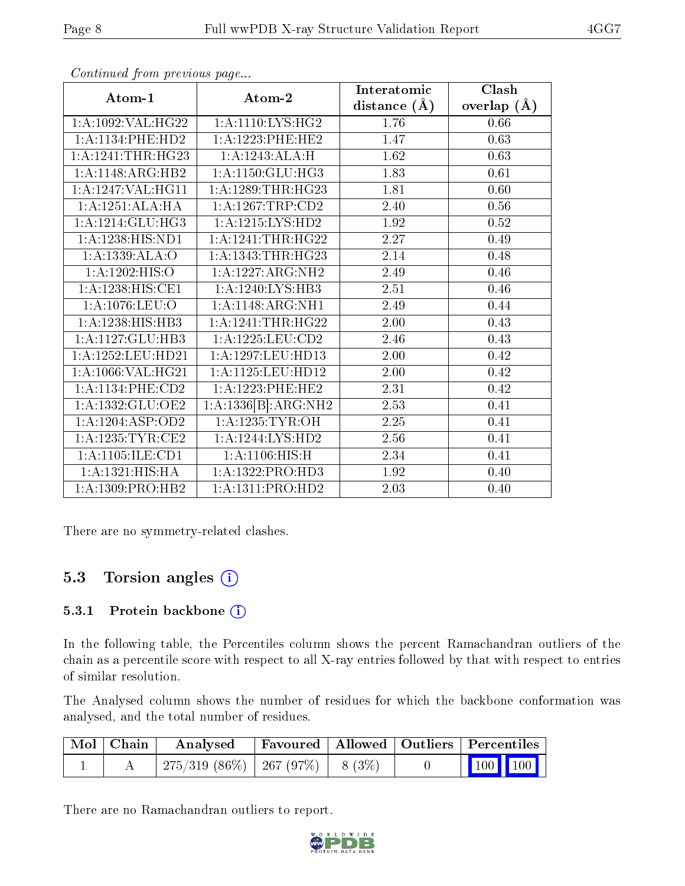*Continued from previous page...*

| Atom-1 | Atom-2 | Interatomic distance (Å) | Clash overlap (Å) |
|---|---|---|---|
| 1:A:1092:VAL:HG22 | 1:A:1110:LYS:HG2 | 1.76 | 0.66 |
| 1:A:1134:PHE:HD2 | 1:A:1223:PHE:HE2 | 1.47 | 0.63 |
| 1:A:1241:THR:HG23 | 1:A:1243:ALA:H | 1.62 | 0.63 |
| 1:A:1148:ARG:HB2 | 1:A:1150:GLU:HG3 | 1.83 | 0.61 |
| 1:A:1247:VAL:HG11 | 1:A:1289:THR:HG23 | 1.81 | 0.60 |
| 1:A:1251:ALA:HA | 1:A:1267:TRP:CD2 | 2.40 | 0.56 |
| 1:A:1214:GLU:HG3 | 1:A:1215:LYS:HD2 | 1.92 | 0.52 |
| 1:A:1238:HIS:ND1 | 1:A:1241:THR:HG22 | 2.27 | 0.49 |
| 1:A:1339:ALA:O | 1:A:1343:THR:HG23 | 2.14 | 0.48 |
| 1:A:1202:HIS:O | 1:A:1227:ARG:NH2 | 2.49 | 0.46 |
| 1:A:1238:HIS:CE1 | 1:A:1240:LYS:HB3 | 2.51 | 0.46 |
| 1:A:1076:LEU:O | 1:A:1148:ARG:NH1 | 2.49 | 0.44 |
| 1:A:1238:HIS:HB3 | 1:A:1241:THR:HG22 | 2.00 | 0.43 |
| 1:A:1127:GLU:HB3 | 1:A:1225:LEU:CD2 | 2.46 | 0.43 |
| 1:A:1252:LEU:HD21 | 1:A:1297:LEU:HD13 | 2.00 | 0.42 |
| 1:A:1066:VAL:HG21 | 1:A:1125:LEU:HD12 | 2.00 | 0.42 |
| 1:A:1134:PHE:CD2 | 1:A:1223:PHE:HE2 | 2.31 | 0.42 |
| 1:A:1332:GLU:OE2 | 1:A:1336[B]:ARG:NH2 | 2.53 | 0.41 |
| 1:A:1204:ASP:OD2 | 1:A:1235:TYR:OH | 2.25 | 0.41 |
| 1:A:1235:TYR:CE2 | 1:A:1244:LYS:HD2 | 2.56 | 0.41 |
| 1:A:1105:ILE:CD1 | 1:A:1106:HIS:H | 2.34 | 0.41 |
| 1:A:1321:HIS:HA | 1:A:1322:PRO:HD3 | 1.92 | 0.40 |
| 1:A:1309:PRO:HB2 | 1:A:1311:PRO:HD2 | 2.03 | 0.40 |

There are no symmetry-related clashes.

## 5.3 Torsion angles

### 5.3.1 Protein backbone

In the following table, the Percentiles column shows the percent Ramachandran outliers of the chain as a percentile score with respect to all X-ray entries followed by that with respect to entries of similar resolution.

The Analysed column shows the number of residues for which the backbone conformation was analysed, and the total number of residues.

| Mol | Chain | Analysed | Favoured | Allowed | Outliers | Percentiles |
|---|---|---|---|---|---|---|
| 1 | A | 275/319 (86%) | 267 (97%) | 8 (3%) | 0 | 100 100 |

There are no Ramachandran outliers to report.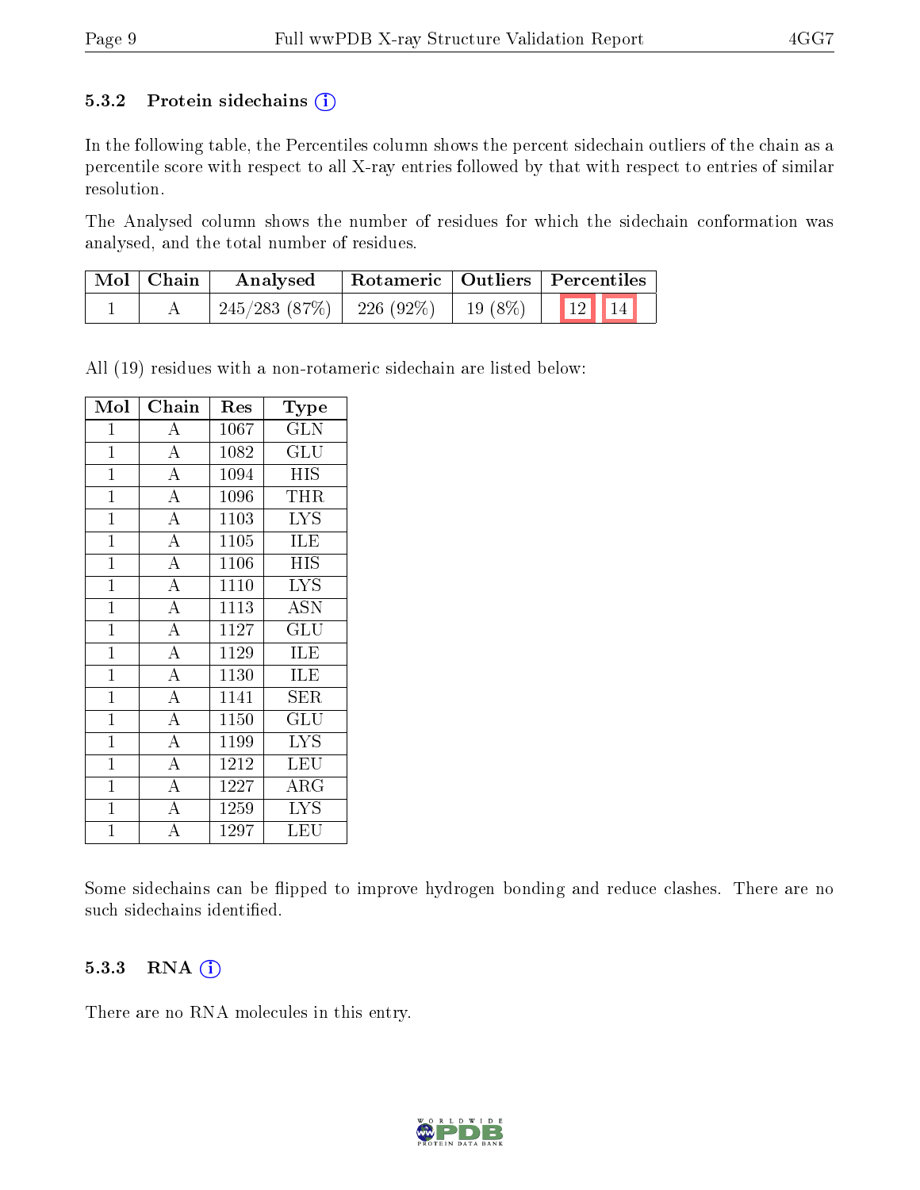### 5.3.2 Protein sidechains (i)

In the following table, the Percentiles column shows the percent sidechain outliers of the chain as a percentile score with respect to all X-ray entries followed by that with respect to entries of similar resolution.

The Analysed column shows the number of residues for which the sidechain conformation was analysed, and the total number of residues.

| Mol | Chain | Analysed | Rotameric | Outliers | Percentiles | |
|---|---|---|---|---|---|---|
| 1 | A | 245/283 (87%) | 226 (92%) | 19 (8%) | 12 | 14 |

All (19) residues with a non-rotameric sidechain are listed below:

| Mol | Chain | Res | Type |
|---|---|---|---|
| 1 | A | 1067 | GLN |
| 1 | A | 1082 | GLU |
| 1 | A | 1094 | HIS |
| 1 | A | 1096 | THR |
| 1 | A | 1103 | LYS |
| 1 | A | 1105 | ILE |
| 1 | A | 1106 | HIS |
| 1 | A | 1110 | LYS |
| 1 | A | 1113 | ASN |
| 1 | A | 1127 | GLU |
| 1 | A | 1129 | ILE |
| 1 | A | 1130 | ILE |
| 1 | A | 1141 | SER |
| 1 | A | 1150 | GLU |
| 1 | A | 1199 | LYS |
| 1 | A | 1212 | LEU |
| 1 | A | 1227 | ARG |
| 1 | A | 1259 | LYS |
| 1 | A | 1297 | LEU |

Some sidechains can be flipped to improve hydrogen bonding and reduce clashes. There are no such sidechains identified.

### 5.3.3 RNA (i)

There are no RNA molecules in this entry.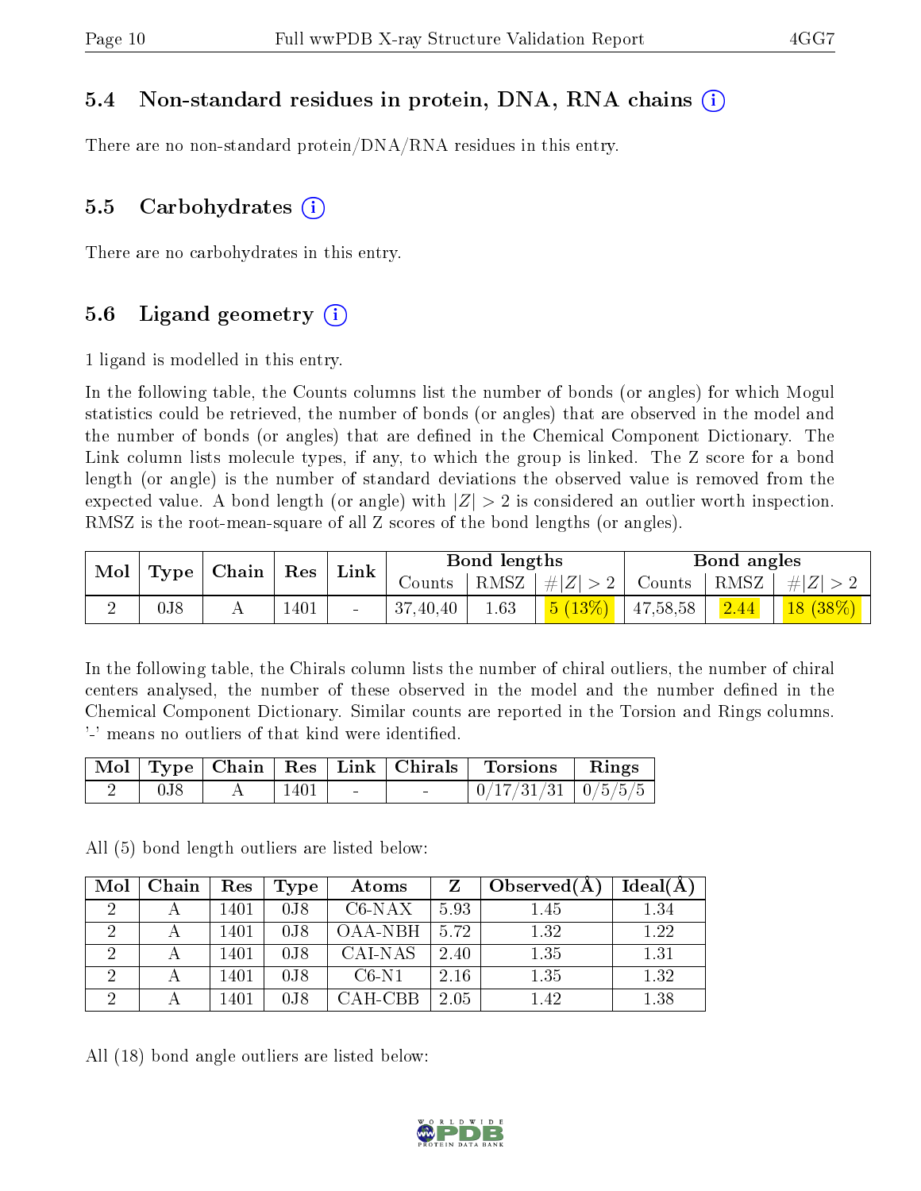### 5.4 Non-standard residues in protein, DNA, RNA chains (i)

There are no non-standard protein/DNA/RNA residues in this entry.

### 5.5 Carbohydrates (i)

There are no carbohydrates in this entry.

### 5.6 Ligand geometry (i)

1 ligand is modelled in this entry.

In the following table, the Counts columns list the number of bonds (or angles) for which Mogul statistics could be retrieved, the number of bonds (or angles) that are observed in the model and the number of bonds (or angles) that are defined in the Chemical Component Dictionary. The Link column lists molecule types, if any, to which the group is linked. The Z score for a bond length (or angle) is the number of standard deviations the observed value is removed from the expected value. A bond length (or angle) with $|Z| > 2$ is considered an outlier worth inspection. RMSZ is the root-mean-square of all Z scores of the bond lengths (or angles).

| Mol | Type | Chain | Res | Link | Bond lengths | | | Bond angles | | |
|---|---|---|---|---|---|---|---|---|---|---|
| | | | | | Counts | RMSZ | $\#\|Z\| > 2$ | Counts | RMSZ | $\#\|Z\| > 2$ |
| 2 | 0J8 | A | 1401 | - | 37,40,40 | 1.63 | 5 (13%) | 47,58,58 | 2.44 | 18 (38%) |

In the following table, the Chirals column lists the number of chiral outliers, the number of chiral centers analysed, the number of these observed in the model and the number defined in the Chemical Component Dictionary. Similar counts are reported in the Torsion and Rings columns. '-' means no outliers of that kind were identified.

| Mol | Type | Chain | Res | Link | Chirals | Torsions | Rings |
|---|---|---|---|---|---|---|---|
| 2 | 0J8 | A | 1401 | - | - | 0/17/31/31 | 0/5/5/5 |

All (5) bond length outliers are listed below:

| Mol | Chain | Res | Type | Atoms | Z | Observed(Å) | Ideal(Å) |
|---|---|---|---|---|---|---|---|
| 2 | A | 1401 | 0J8 | C6-NAX | 5.93 | 1.45 | 1.34 |
| 2 | A | 1401 | 0J8 | OAA-NBH | 5.72 | 1.32 | 1.22 |
| 2 | A | 1401 | 0J8 | CAI-NAS | 2.40 | 1.35 | 1.31 |
| 2 | A | 1401 | 0J8 | C6-N1 | 2.16 | 1.35 | 1.32 |
| 2 | A | 1401 | 0J8 | CAH-CBB | 2.05 | 1.42 | 1.38 |

All (18) bond angle outliers are listed below: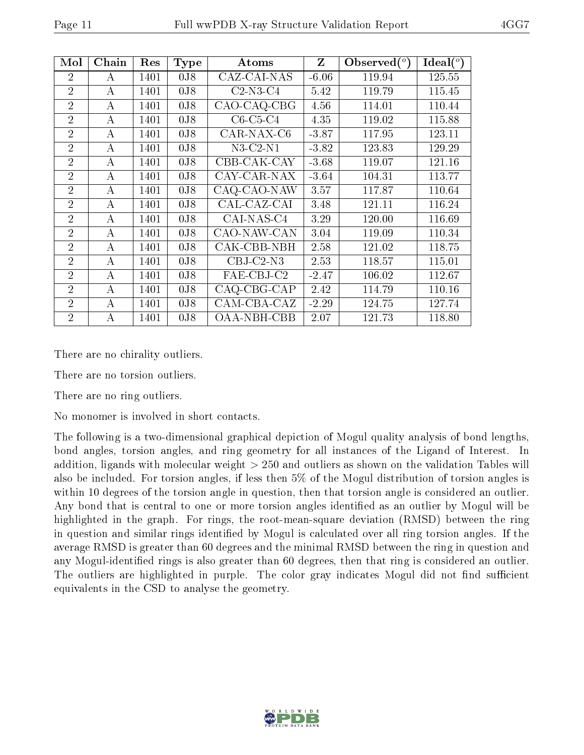| Mol | Chain | Res | Type | Atoms | Z | Observed(°) | Ideal(°) |
|---|---|---|---|---|---|---|---|
| 2 | A | 1401 | 0J8 | CAZ-CAI-NAS | -6.06 | 119.94 | 125.55 |
| 2 | A | 1401 | 0J8 | C2-N3-C4 | 5.42 | 119.79 | 115.45 |
| 2 | A | 1401 | 0J8 | CAO-CAQ-CBG | 4.56 | 114.01 | 110.44 |
| 2 | A | 1401 | 0J8 | C6-C5-C4 | 4.35 | 119.02 | 115.88 |
| 2 | A | 1401 | 0J8 | CAR-NAX-C6 | -3.87 | 117.95 | 123.11 |
| 2 | A | 1401 | 0J8 | N3-C2-N1 | -3.82 | 123.83 | 129.29 |
| 2 | A | 1401 | 0J8 | CBB-CAK-CAY | -3.68 | 119.07 | 121.16 |
| 2 | A | 1401 | 0J8 | CAY-CAR-NAX | -3.64 | 104.31 | 113.77 |
| 2 | A | 1401 | 0J8 | CAQ-CAO-NAW | 3.57 | 117.87 | 110.64 |
| 2 | A | 1401 | 0J8 | CAL-CAZ-CAI | 3.48 | 121.11 | 116.24 |
| 2 | A | 1401 | 0J8 | CAI-NAS-C4 | 3.29 | 120.00 | 116.69 |
| 2 | A | 1401 | 0J8 | CAO-NAW-CAN | 3.04 | 119.09 | 110.34 |
| 2 | A | 1401 | 0J8 | CAK-CBB-NBH | 2.58 | 121.02 | 118.75 |
| 2 | A | 1401 | 0J8 | CBJ-C2-N3 | 2.53 | 118.57 | 115.01 |
| 2 | A | 1401 | 0J8 | FAE-CBJ-C2 | -2.47 | 106.02 | 112.67 |
| 2 | A | 1401 | 0J8 | CAQ-CBG-CAP | 2.42 | 114.79 | 110.16 |
| 2 | A | 1401 | 0J8 | CAM-CBA-CAZ | -2.29 | 124.75 | 127.74 |
| 2 | A | 1401 | 0J8 | OAA-NBH-CBB | 2.07 | 121.73 | 118.80 |

There are no chirality outliers.

There are no torsion outliers.

There are no ring outliers.

No monomer is involved in short contacts.

The following is a two-dimensional graphical depiction of Mogul quality analysis of bond lengths, bond angles, torsion angles, and ring geometry for all instances of the Ligand of Interest. In addition, ligands with molecular weight > 250 and outliers as shown on the validation Tables will also be included. For torsion angles, if less then 5% of the Mogul distribution of torsion angles is within 10 degrees of the torsion angle in question, then that torsion angle is considered an outlier. Any bond that is central to one or more torsion angles identified as an outlier by Mogul will be highlighted in the graph. For rings, the root-mean-square deviation (RMSD) between the ring in question and similar rings identified by Mogul is calculated over all ring torsion angles. If the average RMSD is greater than 60 degrees and the minimal RMSD between the ring in question and any Mogul-identified rings is also greater than 60 degrees, then that ring is considered an outlier. The outliers are highlighted in purple. The color gray indicates Mogul did not find sufficient equivalents in the CSD to analyse the geometry.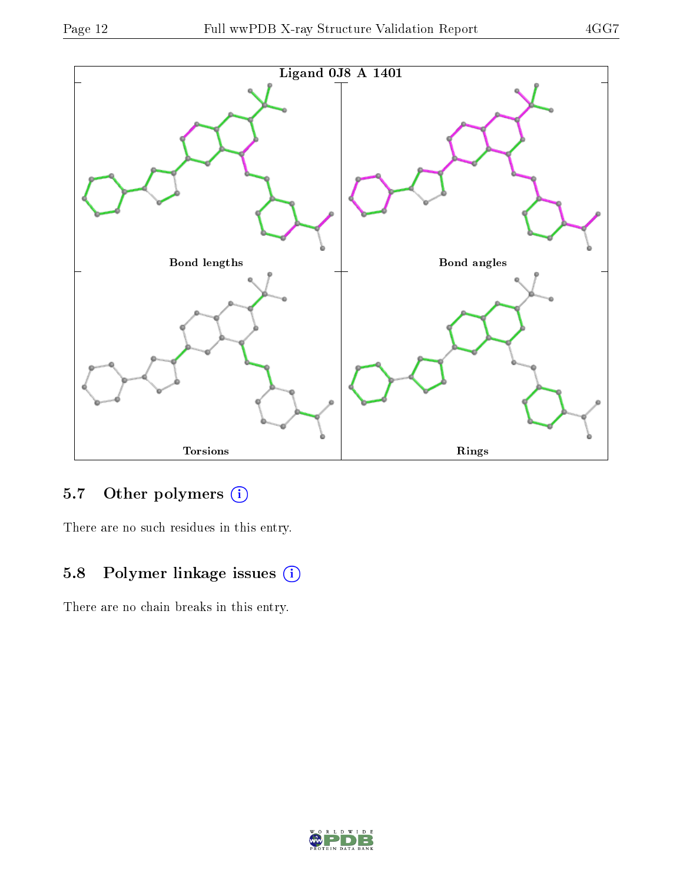Ligand 0J8 A 1401

Bond lengths

Bond angles

Torsions

Rings

## 5.7 Other polymers (i)

There are no such residues in this entry.

## 5.8 Polymer linkage issues (i)

There are no chain breaks in this entry.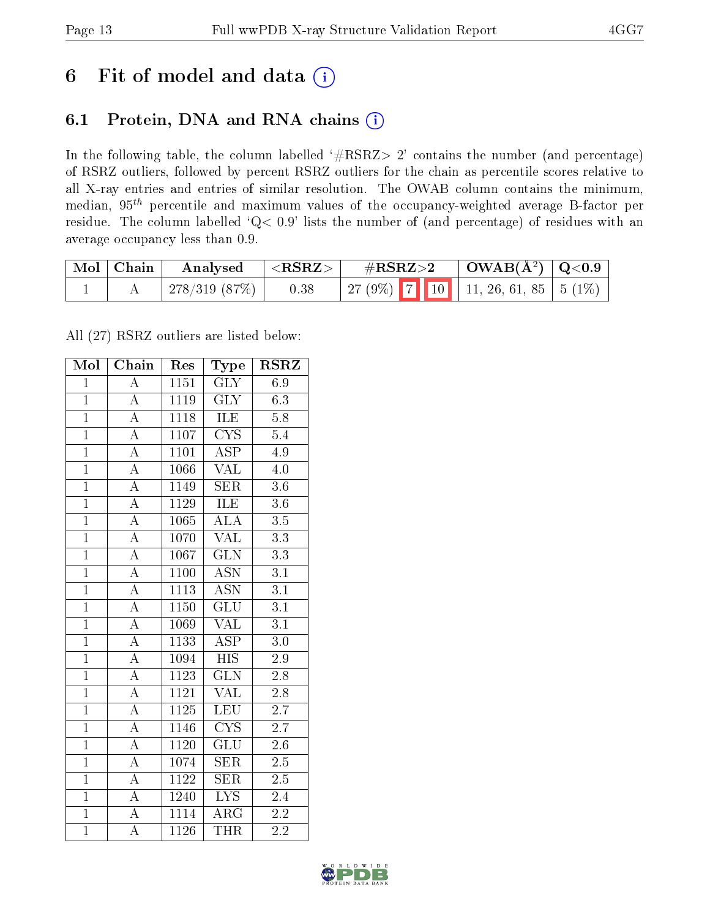# 6 Fit of model and data

## 6.1 Protein, DNA and RNA chains

In the following table, the column labelled '#RSRZ> 2' contains the number (and percentage) of RSRZ outliers, followed by percent RSRZ outliers for the chain as percentile scores relative to all X-ray entries and entries of similar resolution. The OWAB column contains the minimum, median, $95^{th}$ percentile and maximum values of the occupancy-weighted average B-factor per residue. The column labelled 'Q< 0.9' lists the number of (and percentage) of residues with an average occupancy less than 0.9.

| Mol | Chain | Analysed | <RSRZ> | #RSRZ>2 | | | OWAB(Å$^2$) | Q<0.9 |
|---|---|---|---|---|---|---|---|---|
| 1 | A | 278/319 (87%) | 0.38 | 27 (9%) | 7 | 10 | 11, 26, 61, 85 | 5 (1%) |

All (27) RSRZ outliers are listed below:

| Mol | Chain | Res | Type | RSRZ |
|---|---|---|---|---|
| 1 | A | 1151 | GLY | 6.9 |
| 1 | A | 1119 | GLY | 6.3 |
| 1 | A | 1118 | ILE | 5.8 |
| 1 | A | 1107 | CYS | 5.4 |
| 1 | A | 1101 | ASP | 4.9 |
| 1 | A | 1066 | VAL | 4.0 |
| 1 | A | 1149 | SER | 3.6 |
| 1 | A | 1129 | ILE | 3.6 |
| 1 | A | 1065 | ALA | 3.5 |
| 1 | A | 1070 | VAL | 3.3 |
| 1 | A | 1067 | GLN | 3.3 |
| 1 | A | 1100 | ASN | 3.1 |
| 1 | A | 1113 | ASN | 3.1 |
| 1 | A | 1150 | GLU | 3.1 |
| 1 | A | 1069 | VAL | 3.1 |
| 1 | A | 1133 | ASP | 3.0 |
| 1 | A | 1094 | HIS | 2.9 |
| 1 | A | 1123 | GLN | 2.8 |
| 1 | A | 1121 | VAL | 2.8 |
| 1 | A | 1125 | LEU | 2.7 |
| 1 | A | 1146 | CYS | 2.7 |
| 1 | A | 1120 | GLU | 2.6 |
| 1 | A | 1074 | SER | 2.5 |
| 1 | A | 1122 | SER | 2.5 |
| 1 | A | 1240 | LYS | 2.4 |
| 1 | A | 1114 | ARG | 2.2 |
| 1 | A | 1126 | THR | 2.2 |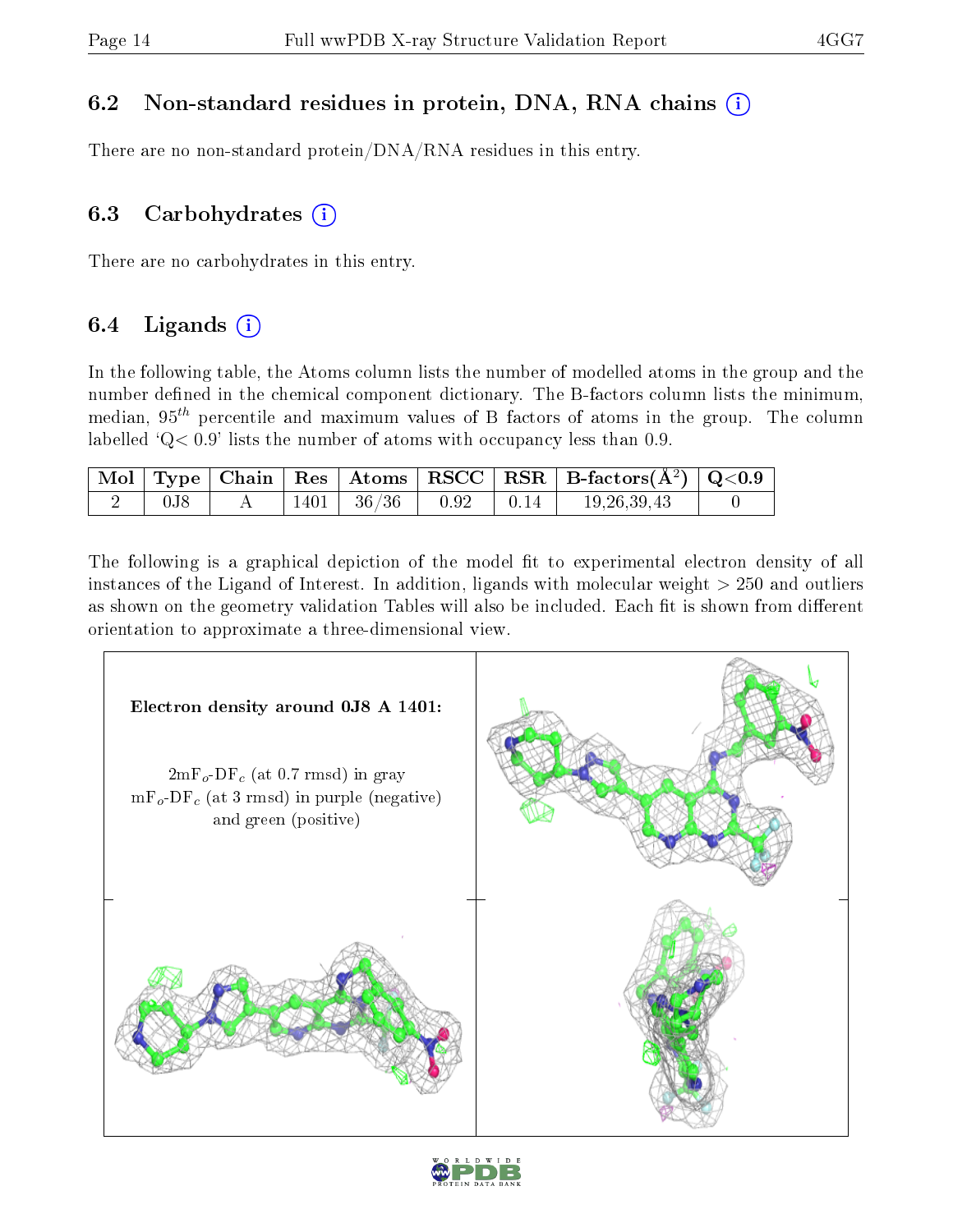## 6.2 Non-standard residues in protein, DNA, RNA chains

There are no non-standard protein/DNA/RNA residues in this entry.

## 6.3 Carbohydrates

There are no carbohydrates in this entry.

## 6.4 Ligands

In the following table, the Atoms column lists the number of modelled atoms in the group and the number defined in the chemical component dictionary. The B-factors column lists the minimum, median, $95^{th}$ percentile and maximum values of B factors of atoms in the group. The column labelled 'Q< 0.9' lists the number of atoms with occupancy less than 0.9.

| Mol | Type | Chain | Res | Atoms | RSCC | RSR | B-factors(Å$^2$) | Q<0.9 |
|---|---|---|---|---|---|---|---|---|
| 2 | 0J8 | A | 1401 | 36/36 | 0.92 | 0.14 | 19,26,39,43 | 0 |

The following is a graphical depiction of the model fit to experimental electron density of all instances of the Ligand of Interest. In addition, ligands with molecular weight > 250 and outliers as shown on the geometry validation Tables will also be included. Each fit is shown from different orientation to approximate a three-dimensional view.

**Electron density around 0J8 A 1401:**

2mF$_o$-DF$_c$ (at 0.7 rmsd) in gray
mF$_o$-DF$_c$ (at 3 rmsd) in purple (negative) and green (positive)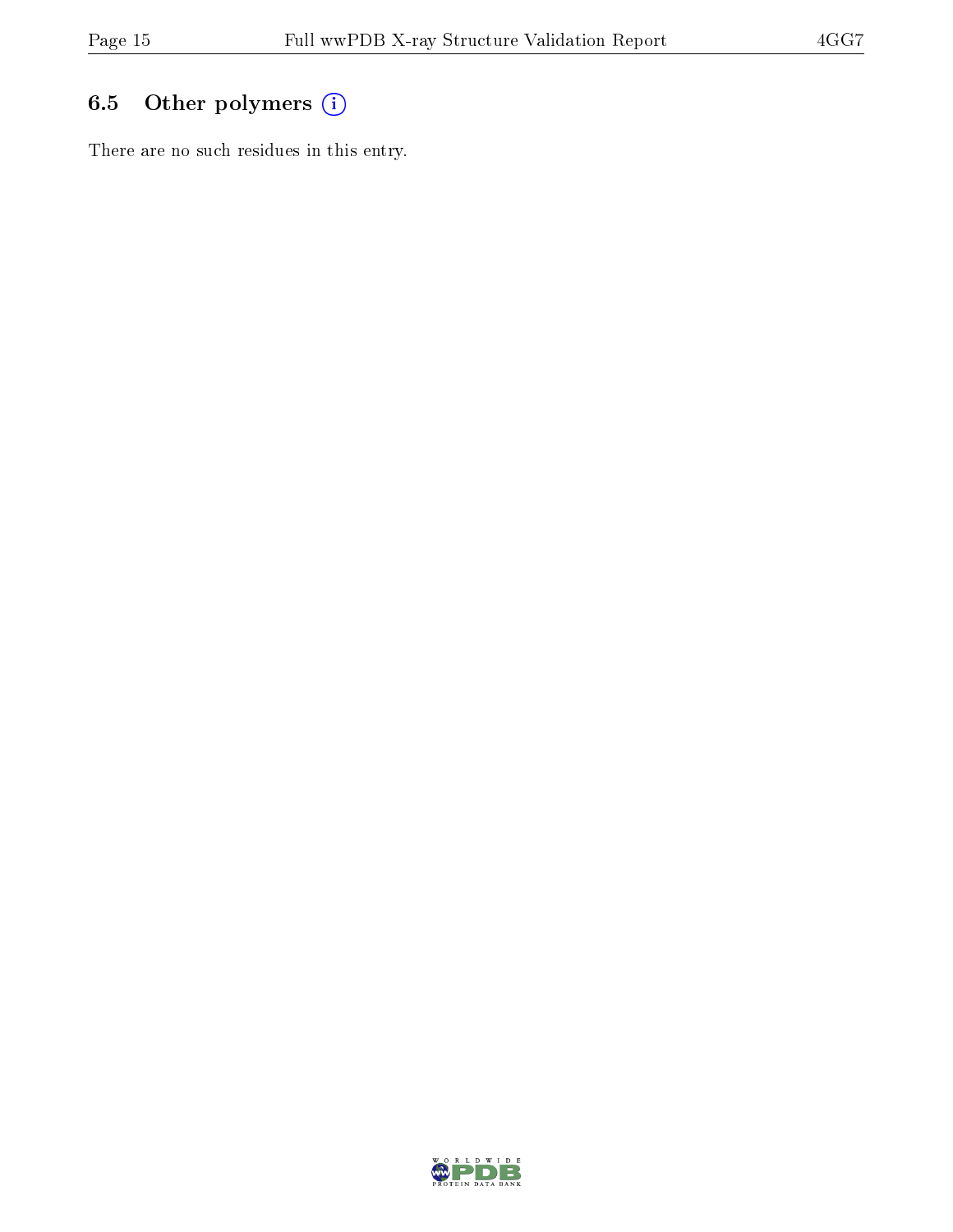## 6.5 Other polymers ⓘ

There are no such residues in this entry.